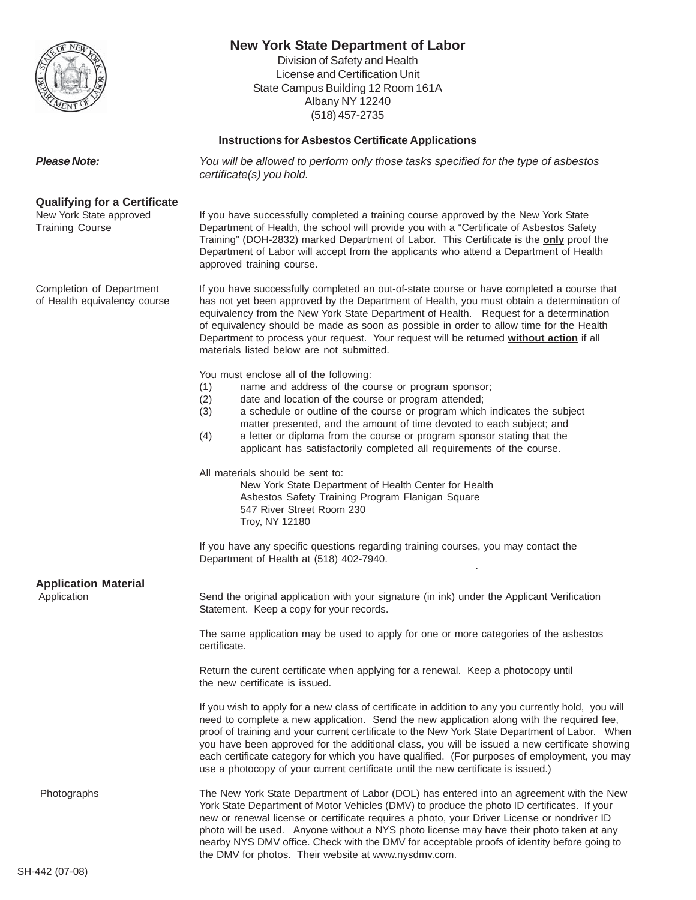# New York State Department of Labor

Division of Safety and Health
License and Certification Unit
State Campus Building 12 Room 161A
Albany NY 12240
(518) 457-2735

## Instructions for Asbestos Certificate Applications

***Please Note:*** *You will be allowed to perform only those tasks specified for the type of asbestos certificate(s) you hold.*

## Qualifying for a Certificate

**New York State approved Training Course**

If you have successfully completed a training course approved by the New York State Department of Health, the school will provide you with a "Certificate of Asbestos Safety Training" (DOH-2832) marked Department of Labor. This Certificate is the **only** proof the Department of Labor will accept from the applicants who attend a Department of Health approved training course.

**Completion of Department of Health equivalency course**

If you have successfully completed an out-of-state course or have completed a course that has not yet been approved by the Department of Health, you must obtain a determination of equivalency from the New York State Department of Health. Request for a determination of equivalency should be made as soon as possible in order to allow time for the Health Department to process your request. Your request will be returned **without action** if all materials listed below are not submitted.

You must enclose all of the following:

(1) name and address of the course or program sponsor;
(2) date and location of the course or program attended;
(3) a schedule or outline of the course or program which indicates the subject matter presented, and the amount of time devoted to each subject; and
(4) a letter or diploma from the course or program sponsor stating that the applicant has satisfactorily completed all requirements of the course.

All materials should be sent to:

New York State Department of Health Center for Health
Asbestos Safety Training Program Flanigan Square
547 River Street Room 230
Troy, NY 12180

If you have any specific questions regarding training courses, you may contact the Department of Health at (518) 402-7940.

## Application Material

**Application**

Send the original application with your signature (in ink) under the Applicant Verification Statement. Keep a copy for your records.

The same application may be used to apply for one or more categories of the asbestos certificate.

Return the curent certificate when applying for a renewal. Keep a photocopy until the new certificate is issued.

If you wish to apply for a new class of certificate in addition to any you currently hold, you will need to complete a new application. Send the new application along with the required fee, proof of training and your current certificate to the New York State Department of Labor. When you have been approved for the additional class, you will be issued a new certificate showing each certificate category for which you have qualified. (For purposes of employment, you may use a photocopy of your current certificate until the new certificate is issued.)

**Photographs**

The New York State Department of Labor (DOL) has entered into an agreement with the New York State Department of Motor Vehicles (DMV) to produce the photo ID certificates. If your new or renewal license or certificate requires a photo, your Driver License or nondriver ID photo will be used. Anyone without a NYS photo license may have their photo taken at any nearby NYS DMV office. Check with the DMV for acceptable proofs of identity before going to the DMV for photos. Their website at www.nysdmv.com.

SH-442 (07-08)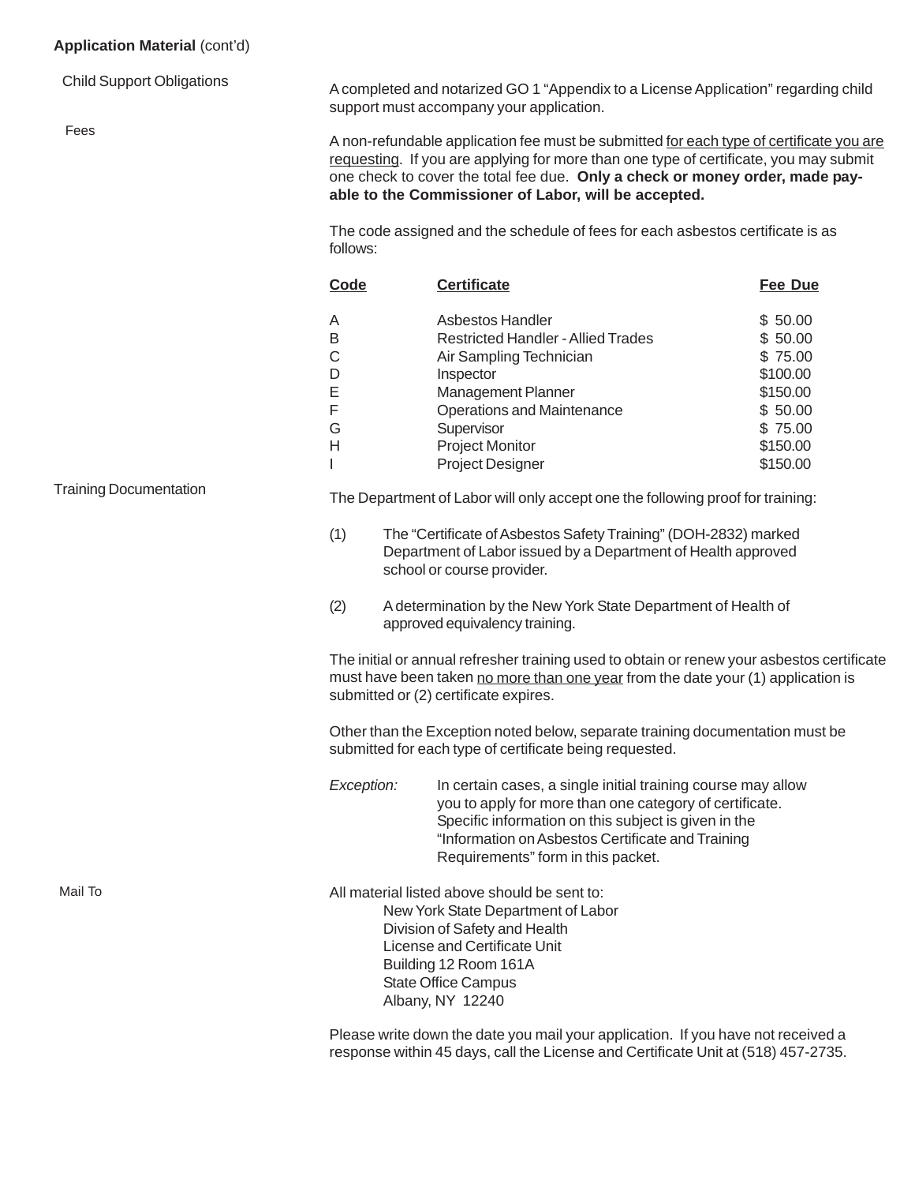**Application Material** (cont'd)

### Child Support Obligations

A completed and notarized GO 1 "Appendix to a License Application" regarding child support must accompany your application.

### Fees

A non-refundable application fee must be submitted for each type of certificate you are requesting. If you are applying for more than one type of certificate, you may submit one check to cover the total fee due. **Only a check or money order, made payable to the Commissioner of Labor, will be accepted.**

The code assigned and the schedule of fees for each asbestos certificate is as follows:

| Code | Certificate | Fee Due |
|---|---|---|
| A | Asbestos Handler | $ 50.00 |
| B | Restricted Handler - Allied Trades | $ 50.00 |
| C | Air Sampling Technician | $ 75.00 |
| D | Inspector | $100.00 |
| E | Management Planner | $150.00 |
| F | Operations and Maintenance | $ 50.00 |
| G | Supervisor | $ 75.00 |
| H | Project Monitor | $150.00 |
| I | Project Designer | $150.00 |

### Training Documentation

The Department of Labor will only accept one the following proof for training:

(1) The "Certificate of Asbestos Safety Training" (DOH-2832) marked Department of Labor issued by a Department of Health approved school or course provider.

(2) A determination by the New York State Department of Health of approved equivalency training.

The initial or annual refresher training used to obtain or renew your asbestos certificate must have been taken no more than one year from the date your (1) application is submitted or (2) certificate expires.

Other than the Exception noted below, separate training documentation must be submitted for each type of certificate being requested.

*Exception:* In certain cases, a single initial training course may allow you to apply for more than one category of certificate. Specific information on this subject is given in the "Information on Asbestos Certificate and Training Requirements" form in this packet.

### Mail To

All material listed above should be sent to:

New York State Department of Labor
Division of Safety and Health
License and Certificate Unit
Building 12 Room 161A
State Office Campus
Albany, NY 12240

Please write down the date you mail your application. If you have not received a response within 45 days, call the License and Certificate Unit at (518) 457-2735.